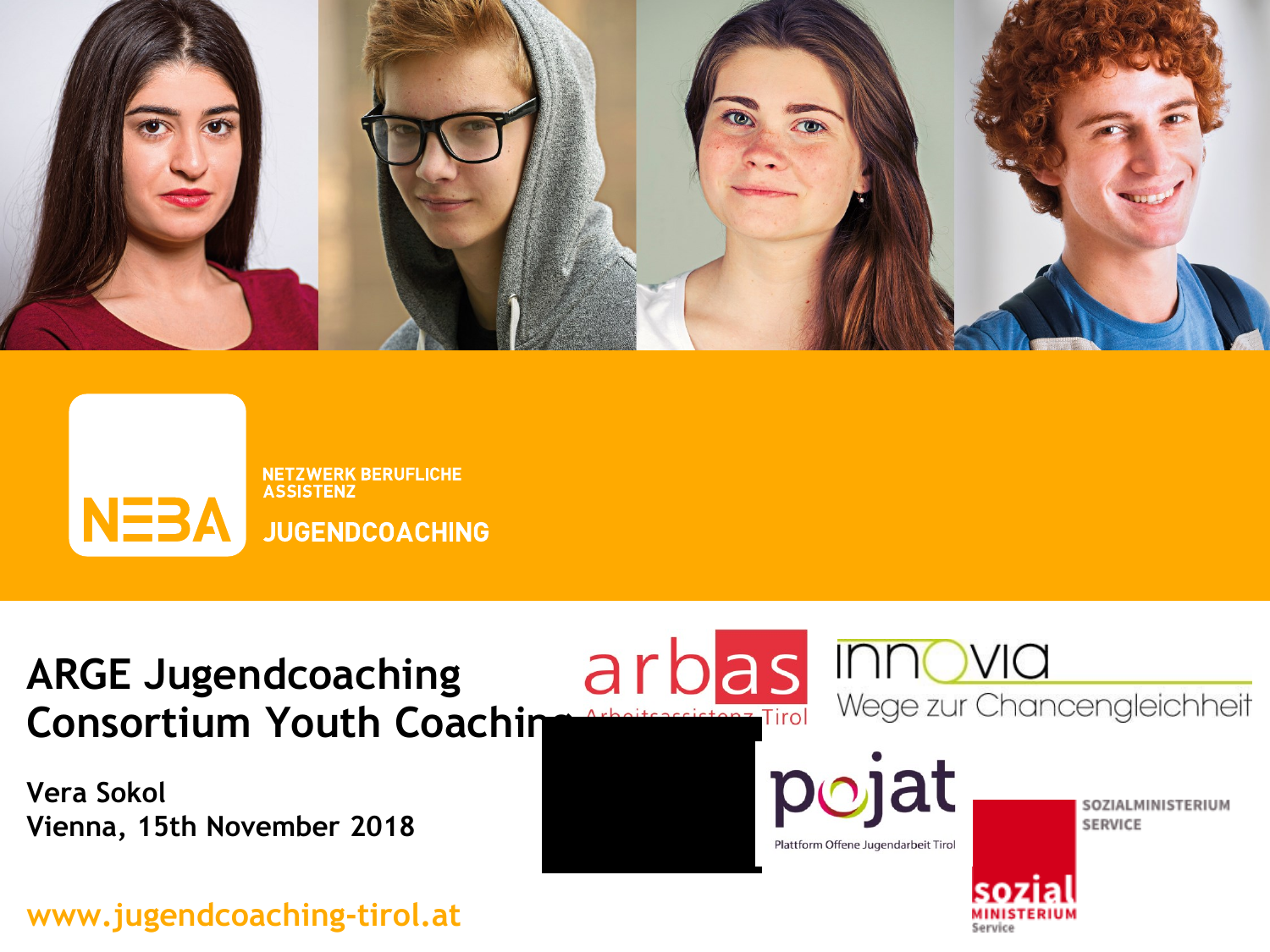NETZWERK BERUFLICHE ASSISTENZ

JUGENDCOACHING

# ARGE Jugendcoaching
# Consortium Youth Coaching

Vera Sokol
Vienna, 15th November 2018

www.jugendcoaching-tirol.at

arbas Arbeitsassistenz Tirol

innovia Wege zur Chancengleichheit

pojat Plattform Offene Jugendarbeit Tirol

SOZIALMINISTERIUM SERVICE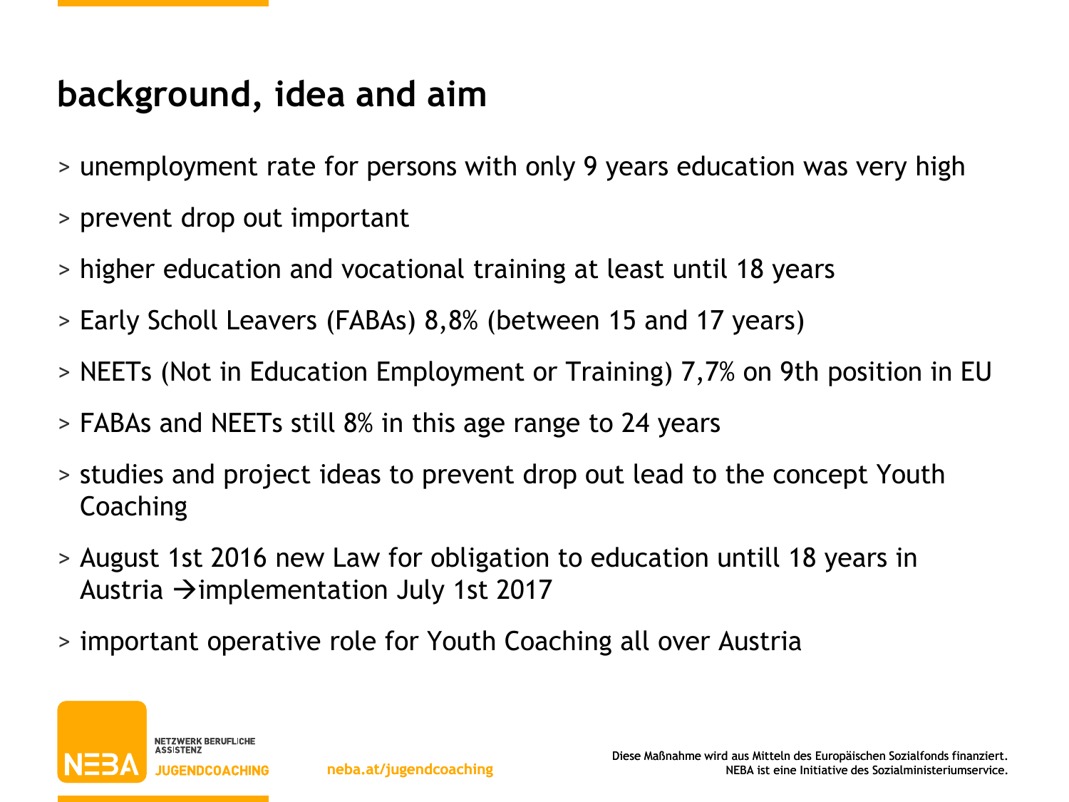## background, idea and aim

- unemployment rate for persons with only 9 years education was very high
- prevent drop out important
- higher education and vocational training at least until 18 years
- Early Scholl Leavers (FABAs) 8,8% (between 15 and 17 years)
- NEETs (Not in Education Employment or Training) 7,7% on 9th position in EU
- FABAs and NEETs still 8% in this age range to 24 years
- studies and project ideas to prevent drop out lead to the concept Youth Coaching
- August 1st 2016 new Law for obligation to education untill 18 years in Austria →implementation July 1st 2017
- important operative role for Youth Coaching all over Austria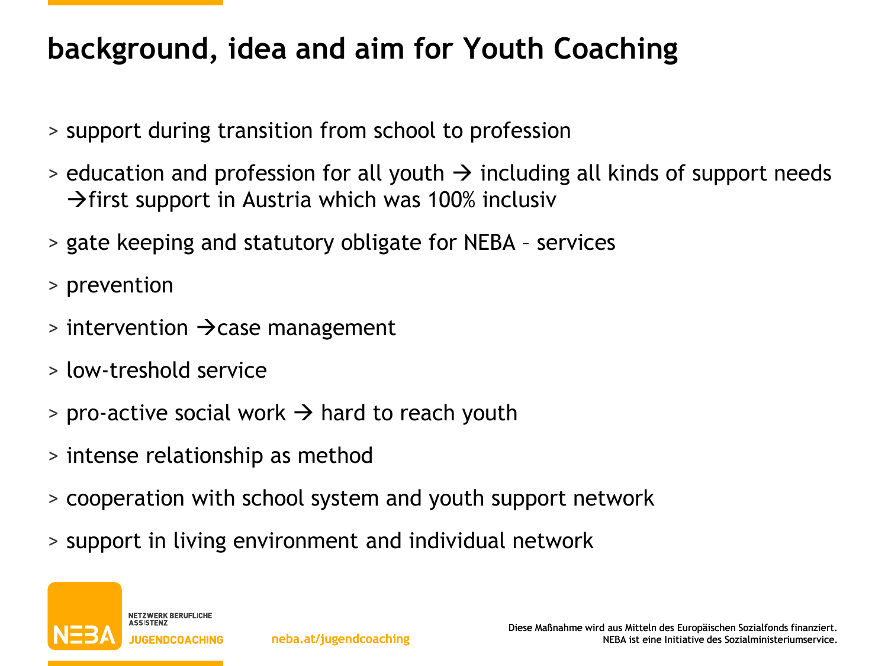# background, idea and aim for Youth Coaching

- support during transition from school to profession
- education and profession for all youth → including all kinds of support needs →first support in Austria which was 100% inclusiv
- gate keeping and statutory obligate for NEBA – services
- prevention
- intervention →case management
- low-treshold service
- pro-active social work → hard to reach youth
- intense relationship as method
- cooperation with school system and youth support network
- support in living environment and individual network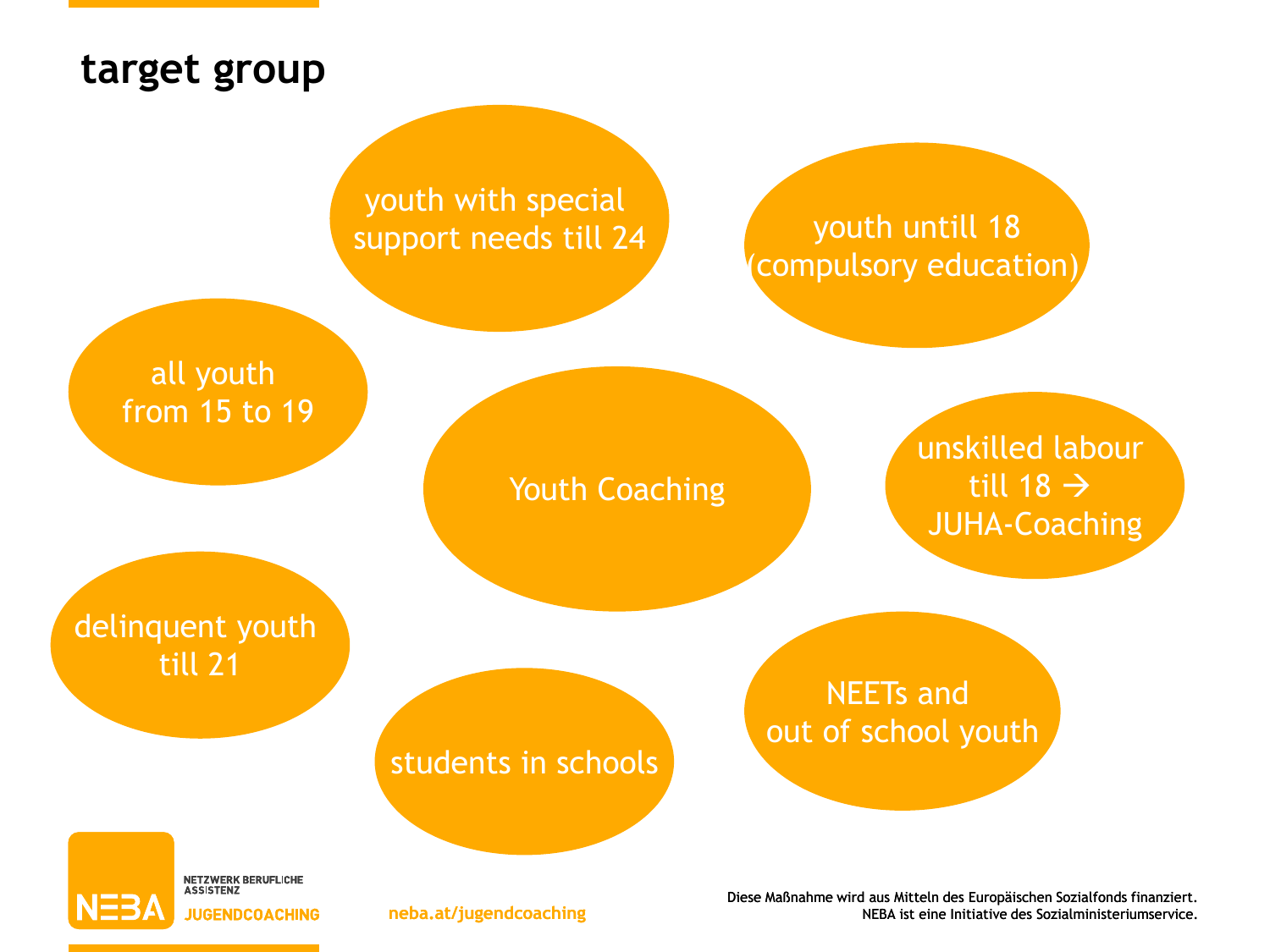# target group

Youth Coaching

- youth with special support needs till 24
- youth untill 18 (compulsory education)
- all youth from 15 to 19
- unskilled labour till 18 → JUHA-Coaching
- delinquent youth till 21
- students in schools
- NEETs and out of school youth

NETZWERK BERUFLICHE ASSISTENZ
NEBA JUGENDCOACHING

neba.at/jugendcoaching

Diese Maßnahme wird aus Mitteln des Europäischen Sozialfonds finanziert.
NEBA ist eine Initiative des Sozialministeriumservice.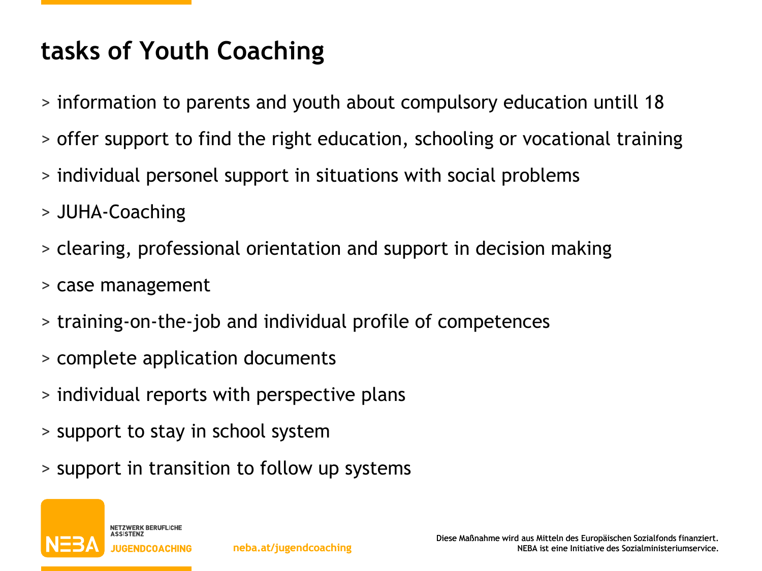# tasks of Youth Coaching

> information to parents and youth about compulsory education untill 18

> offer support to find the right education, schooling or vocational training

> individual personel support in situations with social problems

> JUHA-Coaching

> clearing, professional orientation and support in decision making

> case management

> training-on-the-job and individual profile of competences

> complete application documents

> individual reports with perspective plans

> support to stay in school system

> support in transition to follow up systems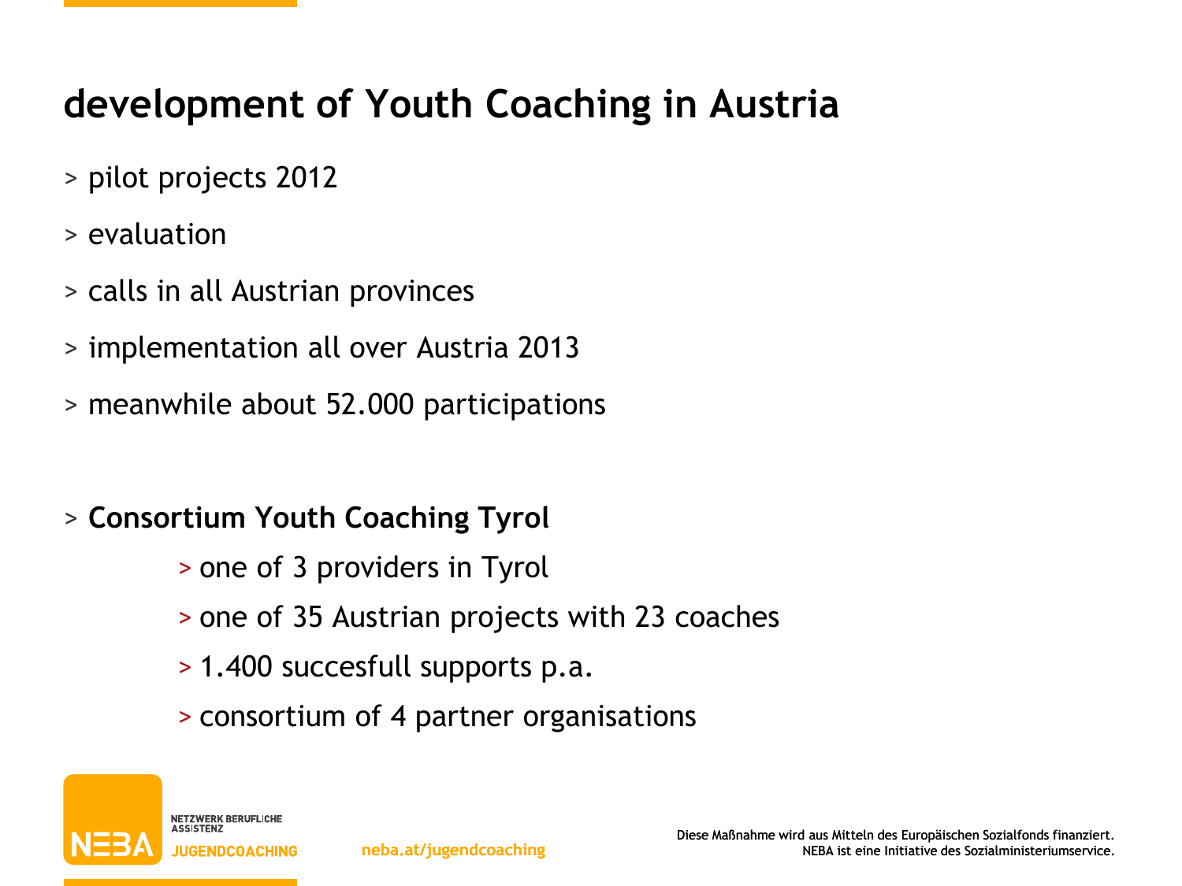# development of Youth Coaching in Austria

- pilot projects 2012
- evaluation
- calls in all Austrian provinces
- implementation all over Austria 2013
- meanwhile about 52.000 participations

- **Consortium Youth Coaching Tyrol**
  - one of 3 providers in Tyrol
  - one of 35 Austrian projects with 23 coaches
  - 1.400 succesfull supports p.a.
  - consortium of 4 partner organisations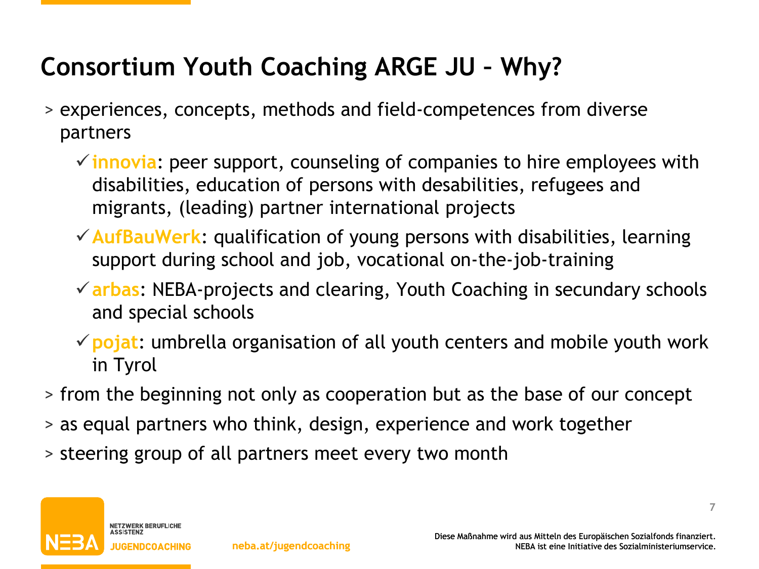# Consortium Youth Coaching ARGE JU – Why?

> experiences, concepts, methods and field-competences from diverse partners

- ✓ **innovia**: peer support, counseling of companies to hire employees with disabilities, education of persons with desabilities, refugees and migrants, (leading) partner international projects
- ✓ **AufBauWerk**: qualification of young persons with disabilities, learning support during school and job, vocational on-the-job-training
- ✓ **arbas**: NEBA-projects and clearing, Youth Coaching in secundary schools and special schools
- ✓ **pojat**: umbrella organisation of all youth centers and mobile youth work in Tyrol

> from the beginning not only as cooperation but as the base of our concept

> as equal partners who think, design, experience and work together

> steering group of all partners meet every two month

NETZWERK BERUFLICHE ASSISTENZ
JUGENDCOACHING

neba.at/jugendcoaching

Diese Maßnahme wird aus Mitteln des Europäischen Sozialfonds finanziert.
NEBA ist eine Initiative des Sozialministeriumservice.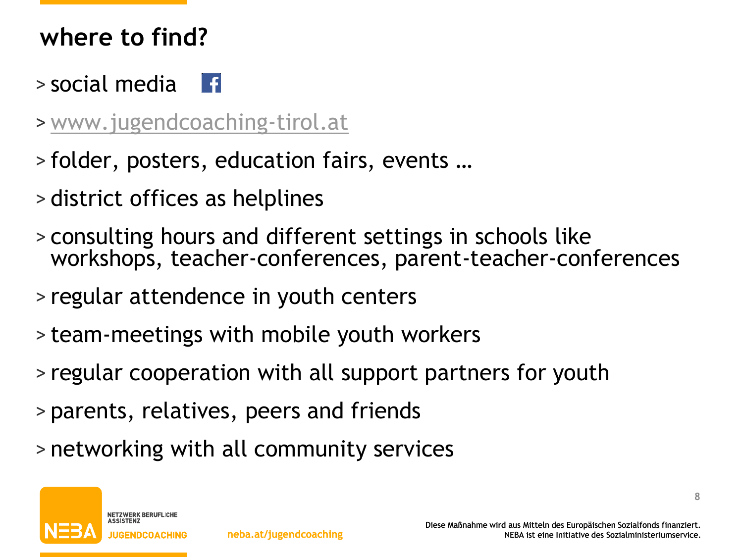## where to find?

- social media
- www.jugendcoaching-tirol.at
- folder, posters, education fairs, events …
- district offices as helplines
- consulting hours and different settings in schools like workshops, teacher-conferences, parent-teacher-conferences
- regular attendence in youth centers
- team-meetings with mobile youth workers
- regular cooperation with all support partners for youth
- parents, relatives, peers and friends
- networking with all community services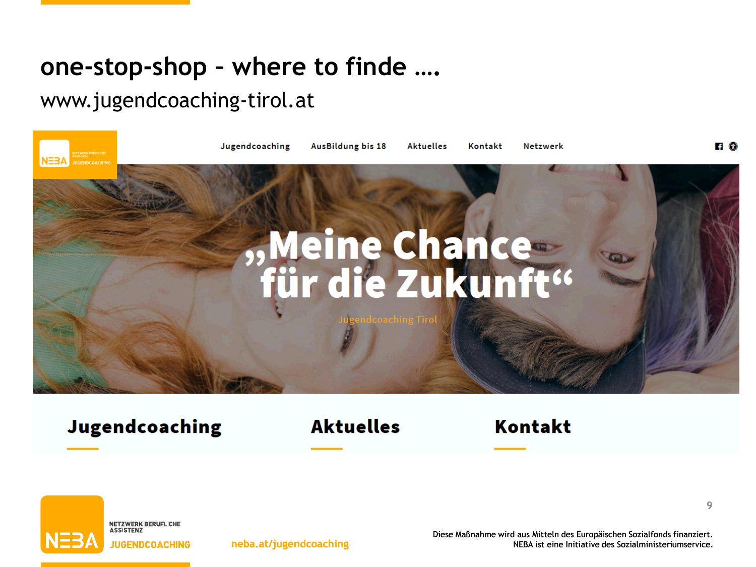# one-stop-shop - where to finde ….

www.jugendcoaching-tirol.at

Jugendcoaching | AusBildung bis 18 | Aktuelles | Kontakt | Netzwerk

„Meine Chance für die Zukunft“

Jugendcoaching Tirol

**Jugendcoaching** | **Aktuelles** | **Kontakt**

neba.at/jugendcoaching

Diese Maßnahme wird aus Mitteln des Europäischen Sozialfonds finanziert.
NEBA ist eine Initiative des Sozialministeriumservice.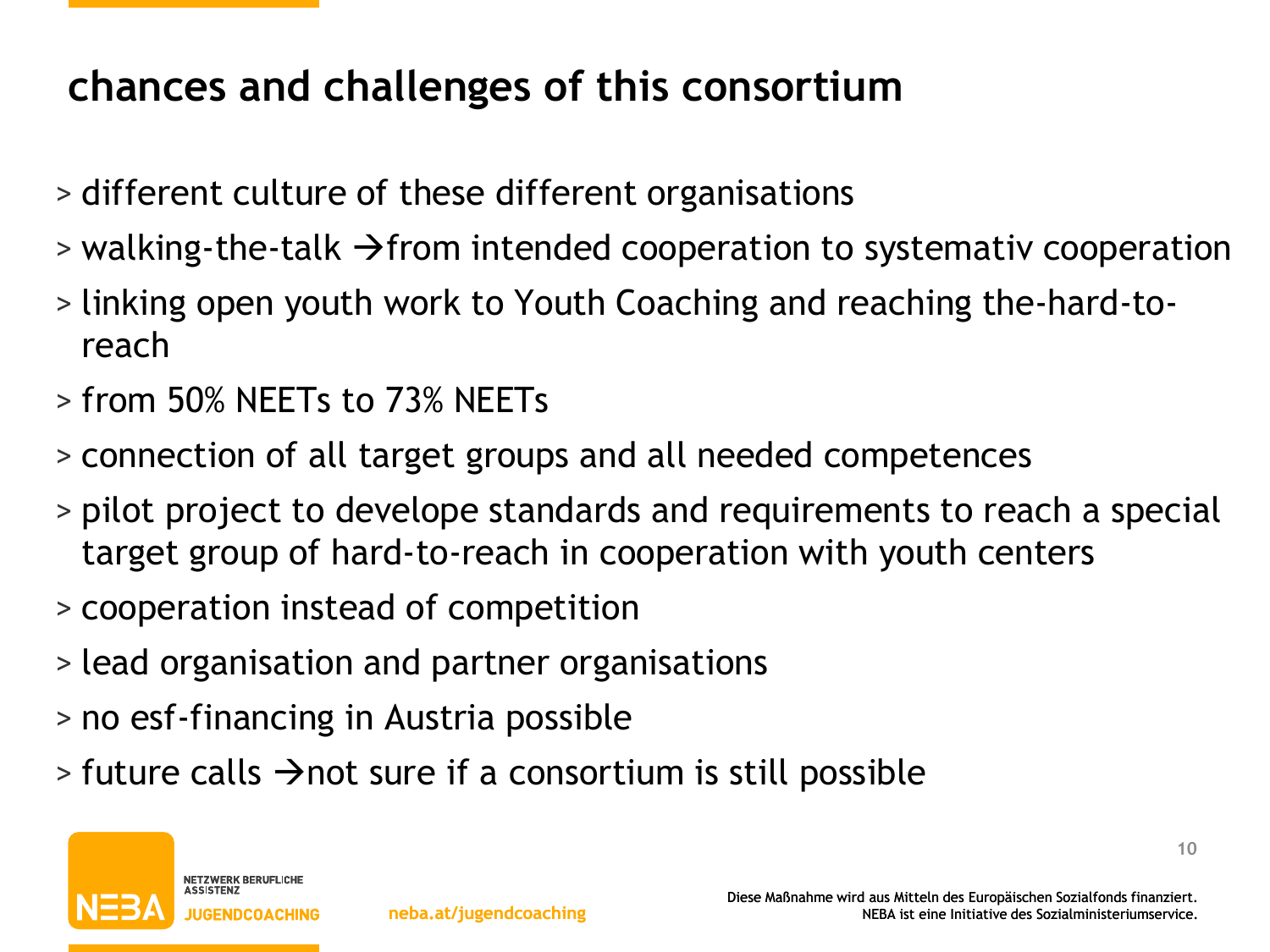# chances and challenges of this consortium

- different culture of these different organisations
- walking-the-talk →from intended cooperation to systemativ cooperation
- linking open youth work to Youth Coaching and reaching the-hard-to-reach
- from 50% NEETs to 73% NEETs
- connection of all target groups and all needed competences
- pilot project to develope standards and requirements to reach a special target group of hard-to-reach in cooperation with youth centers
- cooperation instead of competition
- lead organisation and partner organisations
- no esf-financing in Austria possible
- future calls →not sure if a consortium is still possible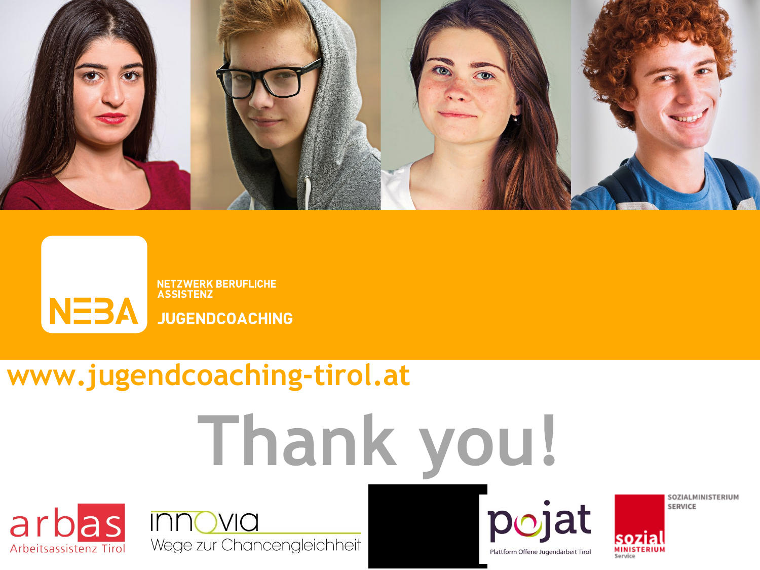NEBA

NETZWERK BERUFLICHE ASSISTENZ

JUGENDCOACHING

www.jugendcoaching-tirol.at

# Thank you!

arbas Arbeitsassistenz Tirol

innovia Wege zur Chancengleichheit

pojat Plattform Offene Jugendarbeit Tirol

SOZIALMINISTERIUM SERVICE

sozial MINISTERIUM Service